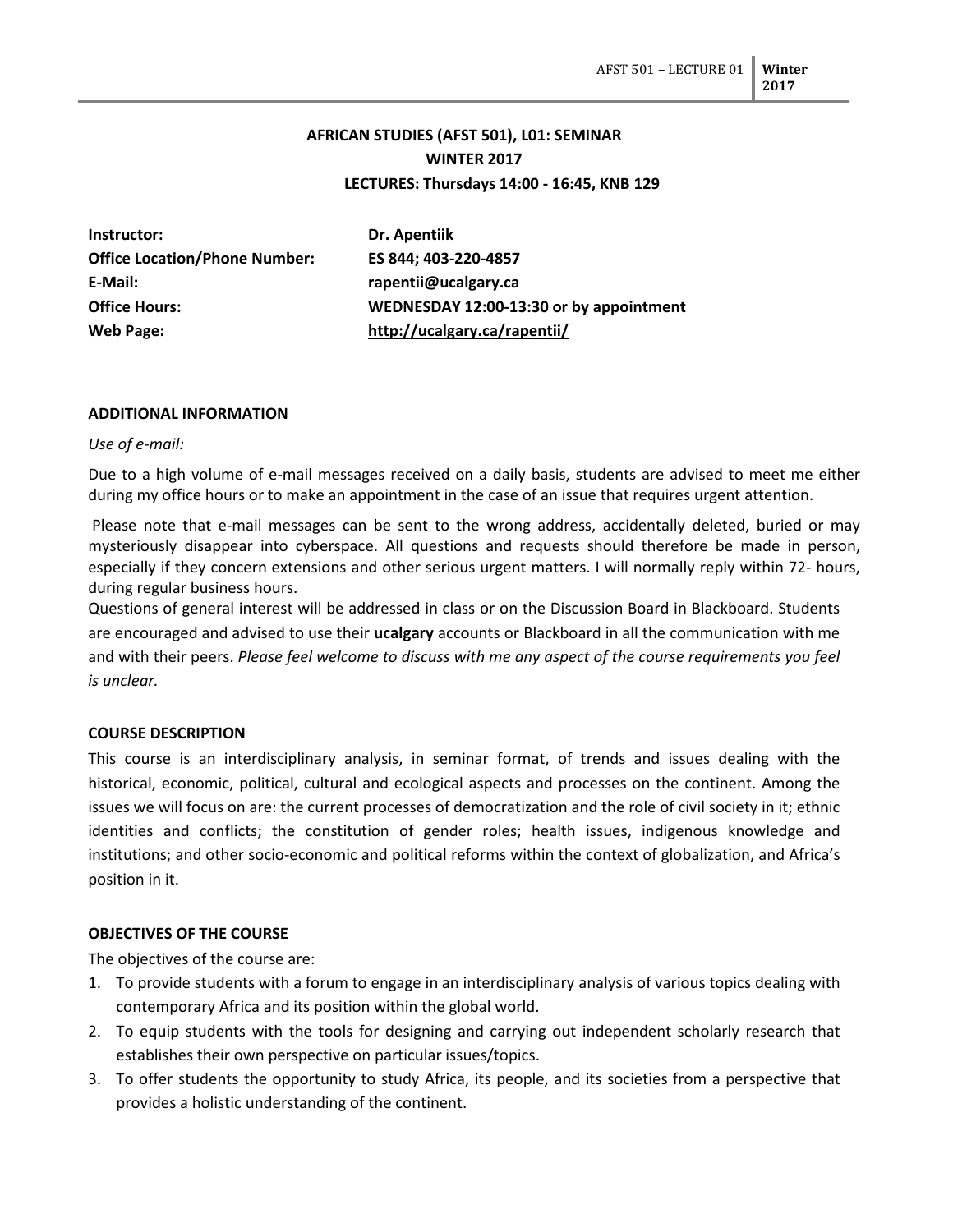# AFRICAN STUDIES (AFST 501), L01: SEMINAR
## WINTER 2017
### LECTURES: Thursdays 14:00 - 16:45, KNB 129

| | |
|---|---|
| **Instructor:** | **Dr. Apentiik** |
| **Office Location/Phone Number:** | **ES 844; 403-220-4857** |
| **E-Mail:** | **rapentii@ucalgary.ca** |
| **Office Hours:** | **WEDNESDAY 12:00-13:30 or by appointment** |
| **Web Page:** | **http://ucalgary.ca/rapentii/** |

## ADDITIONAL INFORMATION

*Use of e-mail:*

Due to a high volume of e-mail messages received on a daily basis, students are advised to meet me either during my office hours or to make an appointment in the case of an issue that requires urgent attention.

Please note that e-mail messages can be sent to the wrong address, accidentally deleted, buried or may mysteriously disappear into cyberspace. All questions and requests should therefore be made in person, especially if they concern extensions and other serious urgent matters. I will normally reply within 72- hours, during regular business hours.

Questions of general interest will be addressed in class or on the Discussion Board in Blackboard. Students are encouraged and advised to use their **ucalgary** accounts or Blackboard in all the communication with me and with their peers. *Please feel welcome to discuss with me any aspect of the course requirements you feel is unclear.*

## COURSE DESCRIPTION

This course is an interdisciplinary analysis, in seminar format, of trends and issues dealing with the historical, economic, political, cultural and ecological aspects and processes on the continent. Among the issues we will focus on are: the current processes of democratization and the role of civil society in it; ethnic identities and conflicts; the constitution of gender roles; health issues, indigenous knowledge and institutions; and other socio-economic and political reforms within the context of globalization, and Africa's position in it.

## OBJECTIVES OF THE COURSE

The objectives of the course are:

1. To provide students with a forum to engage in an interdisciplinary analysis of various topics dealing with contemporary Africa and its position within the global world.
2. To equip students with the tools for designing and carrying out independent scholarly research that establishes their own perspective on particular issues/topics.
3. To offer students the opportunity to study Africa, its people, and its societies from a perspective that provides a holistic understanding of the continent.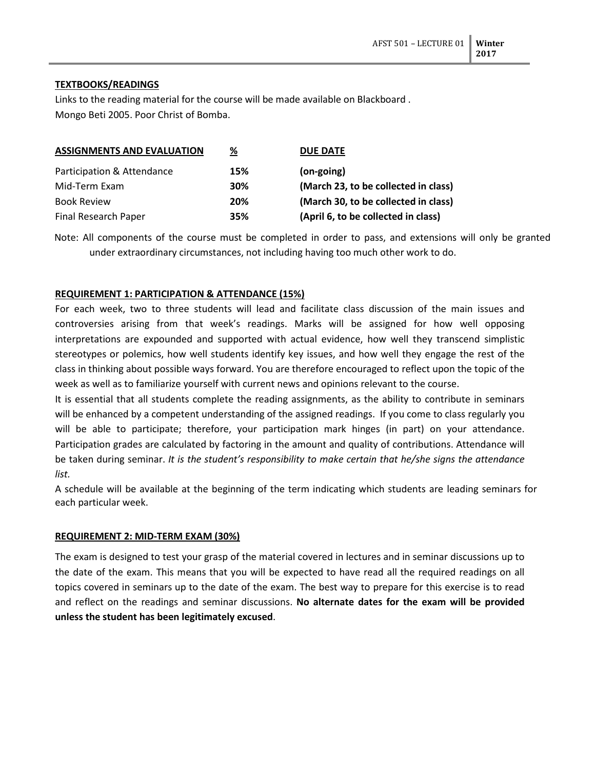**TEXTBOOKS/READINGS**

Links to the reading material for the course will be made available on Blackboard .
Mongo Beti 2005. Poor Christ of Bomba.

| ASSIGNMENTS AND EVALUATION | % | DUE DATE |
|---|---|---|
| Participation & Attendance | **15%** | **(on-going)** |
| Mid-Term Exam | **30%** | **(March 23, to be collected in class)** |
| Book Review | **20%** | **(March 30, to be collected in class)** |
| Final Research Paper | **35%** | **(April 6, to be collected in class)** |

Note: All components of the course must be completed in order to pass, and extensions will only be granted under extraordinary circumstances, not including having too much other work to do.

**REQUIREMENT 1: PARTICIPATION & ATTENDANCE (15%)**

For each week, two to three students will lead and facilitate class discussion of the main issues and controversies arising from that week's readings. Marks will be assigned for how well opposing interpretations are expounded and supported with actual evidence, how well they transcend simplistic stereotypes or polemics, how well students identify key issues, and how well they engage the rest of the class in thinking about possible ways forward. You are therefore encouraged to reflect upon the topic of the week as well as to familiarize yourself with current news and opinions relevant to the course.

It is essential that all students complete the reading assignments, as the ability to contribute in seminars will be enhanced by a competent understanding of the assigned readings. If you come to class regularly you will be able to participate; therefore, your participation mark hinges (in part) on your attendance. Participation grades are calculated by factoring in the amount and quality of contributions. Attendance will be taken during seminar. *It is the student's responsibility to make certain that he/she signs the attendance list.*

A schedule will be available at the beginning of the term indicating which students are leading seminars for each particular week.

**REQUIREMENT 2: MID-TERM EXAM (30%)**

The exam is designed to test your grasp of the material covered in lectures and in seminar discussions up to the date of the exam. This means that you will be expected to have read all the required readings on all topics covered in seminars up to the date of the exam. The best way to prepare for this exercise is to read and reflect on the readings and seminar discussions. **No alternate dates for the exam will be provided unless the student has been legitimately excused**.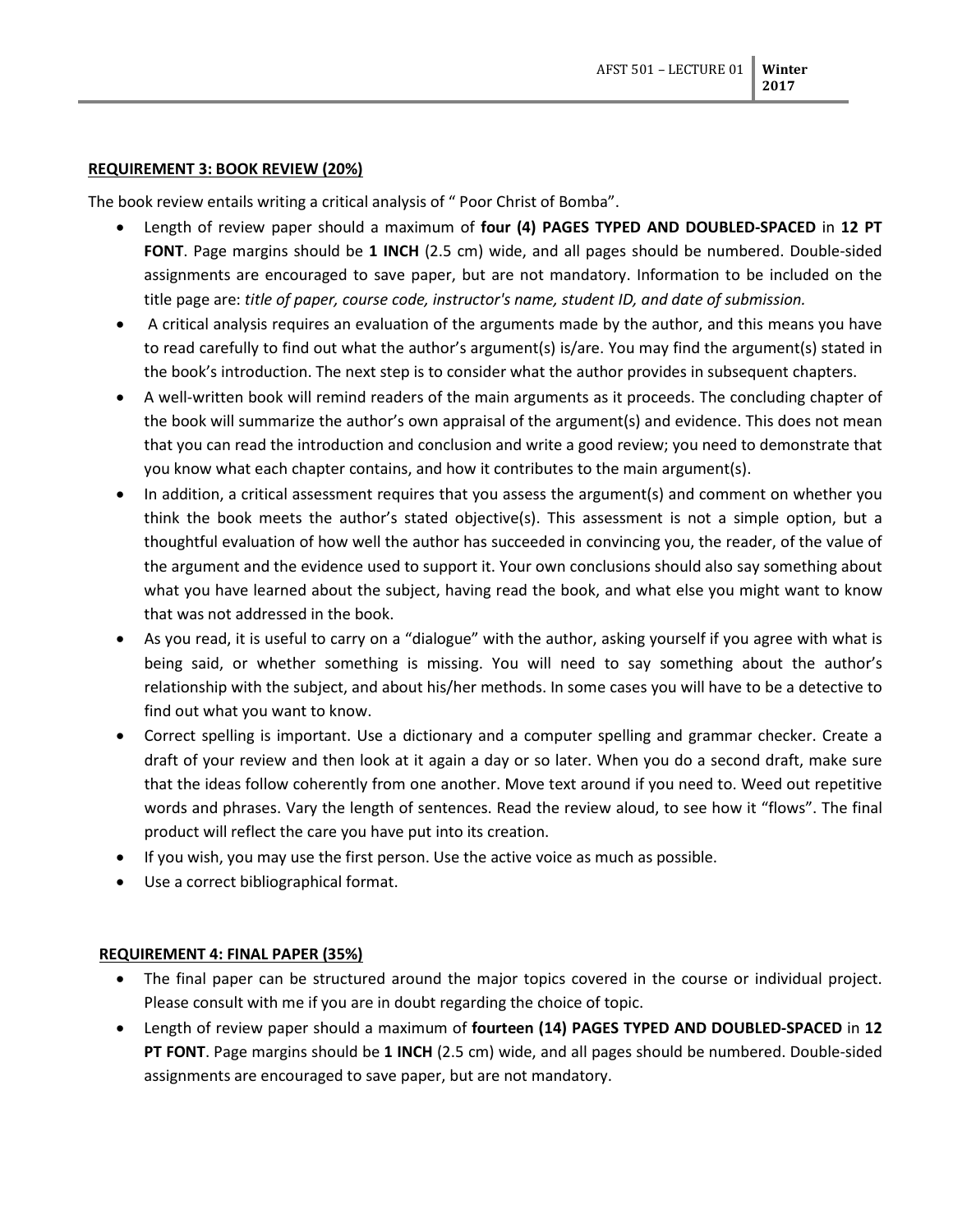**REQUIREMENT 3: BOOK REVIEW (20%)**

The book review entails writing a critical analysis of " Poor Christ of Bomba".

- Length of review paper should a maximum of **four (4) PAGES TYPED AND DOUBLED-SPACED** in **12 PT FONT**. Page margins should be **1 INCH** (2.5 cm) wide, and all pages should be numbered. Double-sided assignments are encouraged to save paper, but are not mandatory. Information to be included on the title page are: *title of paper, course code, instructor's name, student ID, and date of submission.*
- A critical analysis requires an evaluation of the arguments made by the author, and this means you have to read carefully to find out what the author's argument(s) is/are. You may find the argument(s) stated in the book's introduction. The next step is to consider what the author provides in subsequent chapters.
- A well-written book will remind readers of the main arguments as it proceeds. The concluding chapter of the book will summarize the author's own appraisal of the argument(s) and evidence. This does not mean that you can read the introduction and conclusion and write a good review; you need to demonstrate that you know what each chapter contains, and how it contributes to the main argument(s).
- In addition, a critical assessment requires that you assess the argument(s) and comment on whether you think the book meets the author's stated objective(s). This assessment is not a simple option, but a thoughtful evaluation of how well the author has succeeded in convincing you, the reader, of the value of the argument and the evidence used to support it. Your own conclusions should also say something about what you have learned about the subject, having read the book, and what else you might want to know that was not addressed in the book.
- As you read, it is useful to carry on a "dialogue" with the author, asking yourself if you agree with what is being said, or whether something is missing. You will need to say something about the author's relationship with the subject, and about his/her methods. In some cases you will have to be a detective to find out what you want to know.
- Correct spelling is important. Use a dictionary and a computer spelling and grammar checker. Create a draft of your review and then look at it again a day or so later. When you do a second draft, make sure that the ideas follow coherently from one another. Move text around if you need to. Weed out repetitive words and phrases. Vary the length of sentences. Read the review aloud, to see how it "flows". The final product will reflect the care you have put into its creation.
- If you wish, you may use the first person. Use the active voice as much as possible.
- Use a correct bibliographical format.

**REQUIREMENT 4: FINAL PAPER (35%)**

- The final paper can be structured around the major topics covered in the course or individual project. Please consult with me if you are in doubt regarding the choice of topic.
- Length of review paper should a maximum of **fourteen (14) PAGES TYPED AND DOUBLED-SPACED** in **12 PT FONT**. Page margins should be **1 INCH** (2.5 cm) wide, and all pages should be numbered. Double-sided assignments are encouraged to save paper, but are not mandatory.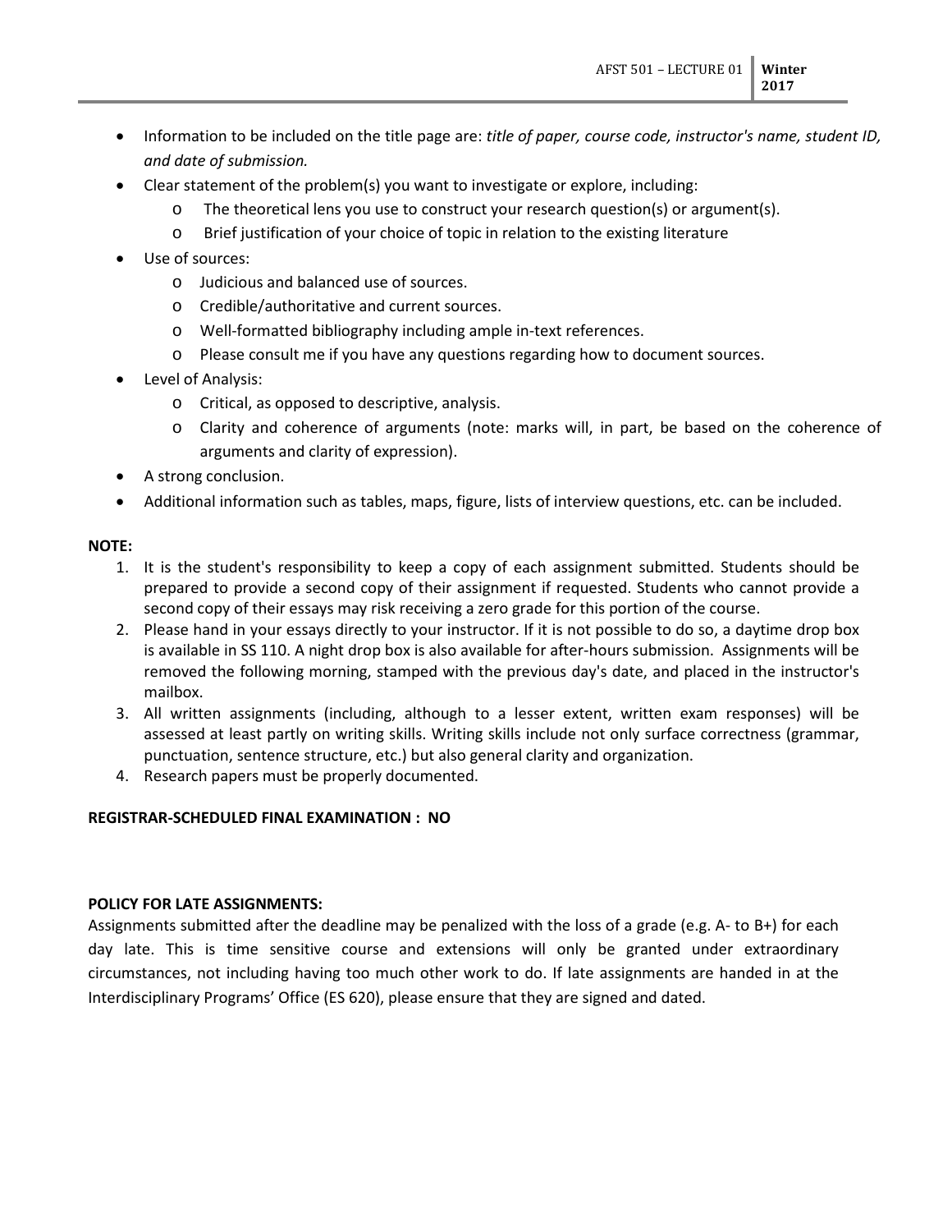- Information to be included on the title page are: *title of paper, course code, instructor's name, student ID, and date of submission.*
- Clear statement of the problem(s) you want to investigate or explore, including:
  - The theoretical lens you use to construct your research question(s) or argument(s).
  - Brief justification of your choice of topic in relation to the existing literature
- Use of sources:
  - Judicious and balanced use of sources.
  - Credible/authoritative and current sources.
  - Well-formatted bibliography including ample in-text references.
  - Please consult me if you have any questions regarding how to document sources.
- Level of Analysis:
  - Critical, as opposed to descriptive, analysis.
  - Clarity and coherence of arguments (note: marks will, in part, be based on the coherence of arguments and clarity of expression).
- A strong conclusion.
- Additional information such as tables, maps, figure, lists of interview questions, etc. can be included.

**NOTE:**

1. It is the student's responsibility to keep a copy of each assignment submitted. Students should be prepared to provide a second copy of their assignment if requested. Students who cannot provide a second copy of their essays may risk receiving a zero grade for this portion of the course.
2. Please hand in your essays directly to your instructor. If it is not possible to do so, a daytime drop box is available in SS 110. A night drop box is also available for after-hours submission. Assignments will be removed the following morning, stamped with the previous day's date, and placed in the instructor's mailbox.
3. All written assignments (including, although to a lesser extent, written exam responses) will be assessed at least partly on writing skills. Writing skills include not only surface correctness (grammar, punctuation, sentence structure, etc.) but also general clarity and organization.
4. Research papers must be properly documented.

**REGISTRAR-SCHEDULED FINAL EXAMINATION : NO**

**POLICY FOR LATE ASSIGNMENTS:**

Assignments submitted after the deadline may be penalized with the loss of a grade (e.g. A- to B+) for each day late. This is time sensitive course and extensions will only be granted under extraordinary circumstances, not including having too much other work to do. If late assignments are handed in at the Interdisciplinary Programs' Office (ES 620), please ensure that they are signed and dated.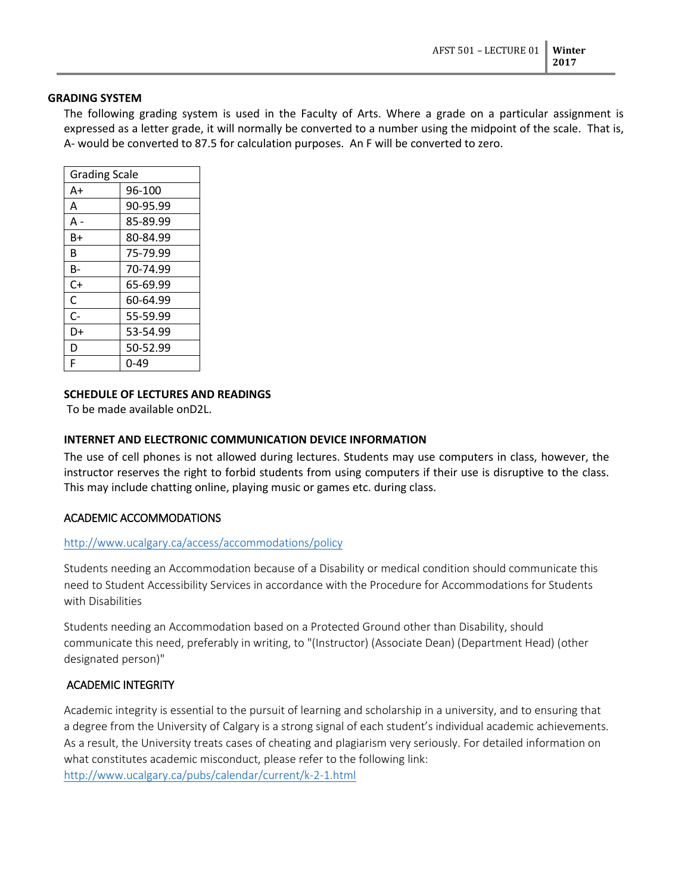**GRADING SYSTEM**

The following grading system is used in the Faculty of Arts. Where a grade on a particular assignment is expressed as a letter grade, it will normally be converted to a number using the midpoint of the scale. That is, A- would be converted to 87.5 for calculation purposes. An F will be converted to zero.

| Grading Scale | |
|---|---|
| A+ | 96-100 |
| A | 90-95.99 |
| A - | 85-89.99 |
| B+ | 80-84.99 |
| B | 75-79.99 |
| B- | 70-74.99 |
| C+ | 65-69.99 |
| C | 60-64.99 |
| C- | 55-59.99 |
| D+ | 53-54.99 |
| D | 50-52.99 |
| F | 0-49 |

**SCHEDULE OF LECTURES AND READINGS**

To be made available onD2L.

**INTERNET AND ELECTRONIC COMMUNICATION DEVICE INFORMATION**

The use of cell phones is not allowed during lectures. Students may use computers in class, however, the instructor reserves the right to forbid students from using computers if their use is disruptive to the class. This may include chatting online, playing music or games etc. during class.

ACADEMIC ACCOMMODATIONS

http://www.ucalgary.ca/access/accommodations/policy

Students needing an Accommodation because of a Disability or medical condition should communicate this need to Student Accessibility Services in accordance with the Procedure for Accommodations for Students with Disabilities

Students needing an Accommodation based on a Protected Ground other than Disability, should communicate this need, preferably in writing, to "(Instructor) (Associate Dean) (Department Head) (other designated person)"

ACADEMIC INTEGRITY

Academic integrity is essential to the pursuit of learning and scholarship in a university, and to ensuring that a degree from the University of Calgary is a strong signal of each student's individual academic achievements. As a result, the University treats cases of cheating and plagiarism very seriously. For detailed information on what constitutes academic misconduct, please refer to the following link:
http://www.ucalgary.ca/pubs/calendar/current/k-2-1.html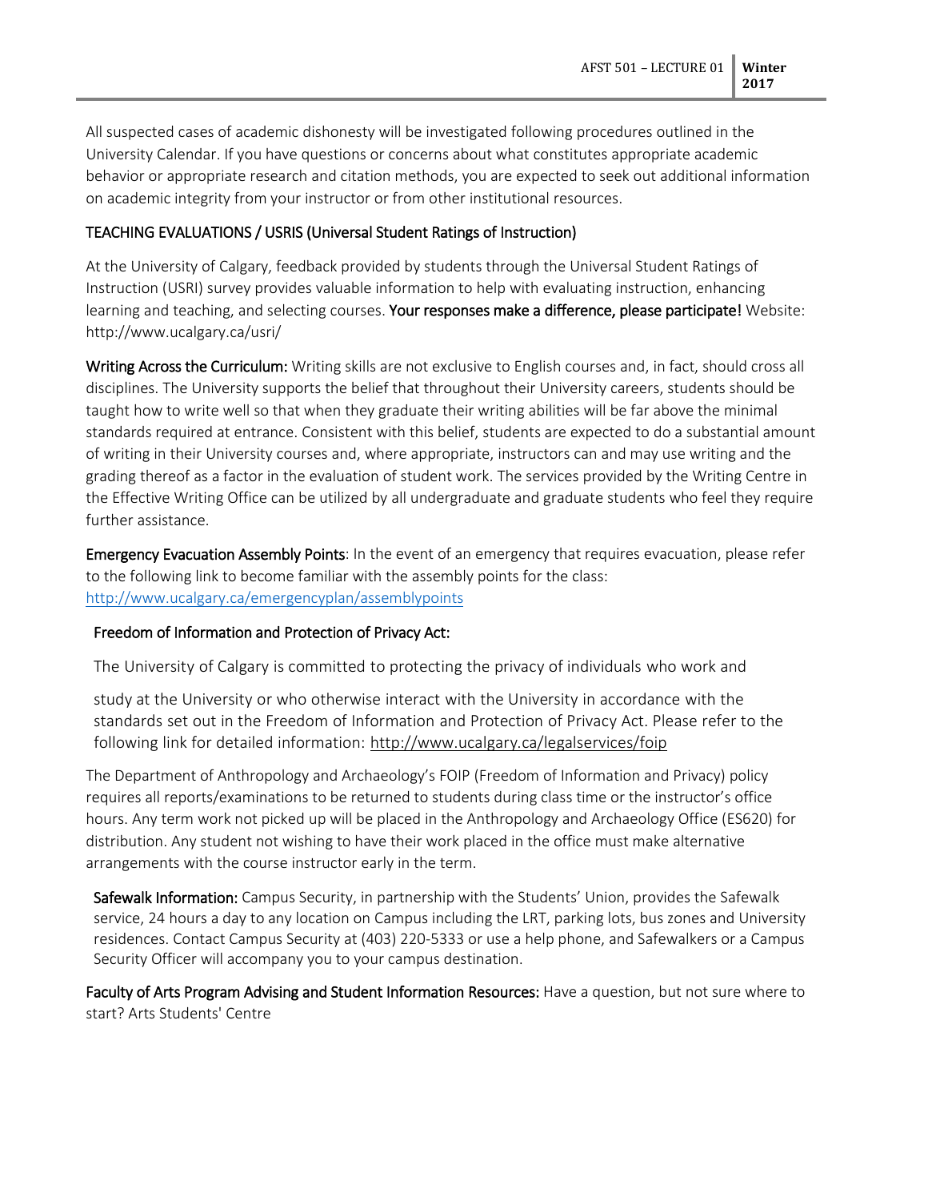All suspected cases of academic dishonesty will be investigated following procedures outlined in the University Calendar. If you have questions or concerns about what constitutes appropriate academic behavior or appropriate research and citation methods, you are expected to seek out additional information on academic integrity from your instructor or from other institutional resources.

## TEACHING EVALUATIONS / USRIS (Universal Student Ratings of Instruction)

At the University of Calgary, feedback provided by students through the Universal Student Ratings of Instruction (USRI) survey provides valuable information to help with evaluating instruction, enhancing learning and teaching, and selecting courses. **Your responses make a difference, please participate!** Website: http://www.ucalgary.ca/usri/

**Writing Across the Curriculum:** Writing skills are not exclusive to English courses and, in fact, should cross all disciplines. The University supports the belief that throughout their University careers, students should be taught how to write well so that when they graduate their writing abilities will be far above the minimal standards required at entrance. Consistent with this belief, students are expected to do a substantial amount of writing in their University courses and, where appropriate, instructors can and may use writing and the grading thereof as a factor in the evaluation of student work. The services provided by the Writing Centre in the Effective Writing Office can be utilized by all undergraduate and graduate students who feel they require further assistance.

**Emergency Evacuation Assembly Points**: In the event of an emergency that requires evacuation, please refer to the following link to become familiar with the assembly points for the class: http://www.ucalgary.ca/emergencyplan/assemblypoints

**Freedom of Information and Protection of Privacy Act:**

The University of Calgary is committed to protecting the privacy of individuals who work and study at the University or who otherwise interact with the University in accordance with the standards set out in the Freedom of Information and Protection of Privacy Act. Please refer to the following link for detailed information: http://www.ucalgary.ca/legalservices/foip

The Department of Anthropology and Archaeology's FOIP (Freedom of Information and Privacy) policy requires all reports/examinations to be returned to students during class time or the instructor's office hours. Any term work not picked up will be placed in the Anthropology and Archaeology Office (ES620) for distribution. Any student not wishing to have their work placed in the office must make alternative arrangements with the course instructor early in the term.

**Safewalk Information:** Campus Security, in partnership with the Students' Union, provides the Safewalk service, 24 hours a day to any location on Campus including the LRT, parking lots, bus zones and University residences. Contact Campus Security at (403) 220-5333 or use a help phone, and Safewalkers or a Campus Security Officer will accompany you to your campus destination.

**Faculty of Arts Program Advising and Student Information Resources:** Have a question, but not sure where to start? Arts Students' Centre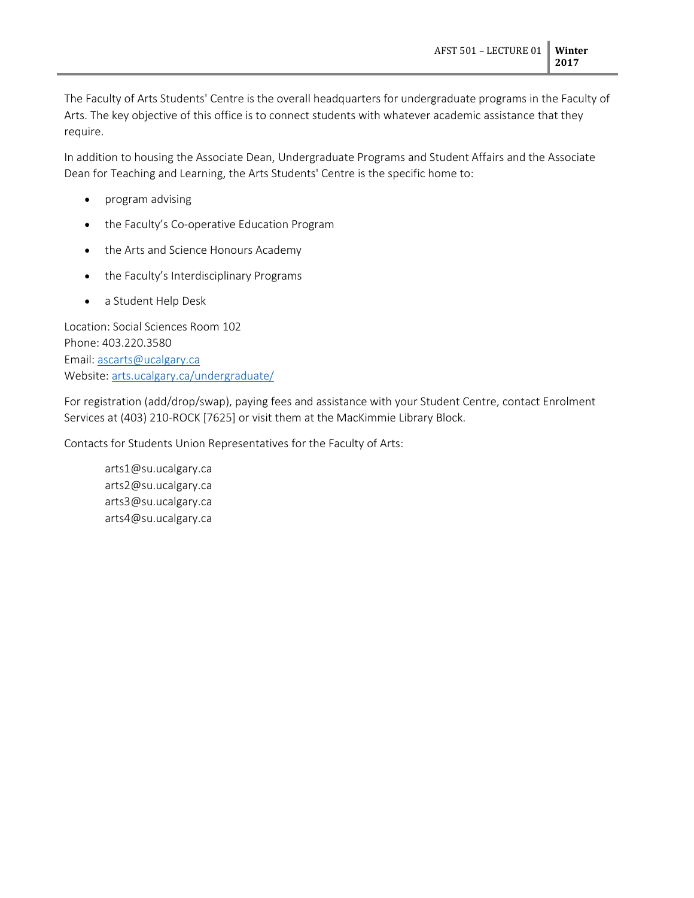The Faculty of Arts Students' Centre is the overall headquarters for undergraduate programs in the Faculty of Arts. The key objective of this office is to connect students with whatever academic assistance that they require.

In addition to housing the Associate Dean, Undergraduate Programs and Student Affairs and the Associate Dean for Teaching and Learning, the Arts Students' Centre is the specific home to:

- program advising
- the Faculty's Co-operative Education Program
- the Arts and Science Honours Academy
- the Faculty's Interdisciplinary Programs
- a Student Help Desk

Location: Social Sciences Room 102
Phone: 403.220.3580
Email: ascarts@ucalgary.ca
Website: arts.ucalgary.ca/undergraduate/

For registration (add/drop/swap), paying fees and assistance with your Student Centre, contact Enrolment Services at (403) 210-ROCK [7625] or visit them at the MacKimmie Library Block.

Contacts for Students Union Representatives for the Faculty of Arts:

arts1@su.ucalgary.ca
arts2@su.ucalgary.ca
arts3@su.ucalgary.ca
arts4@su.ucalgary.ca